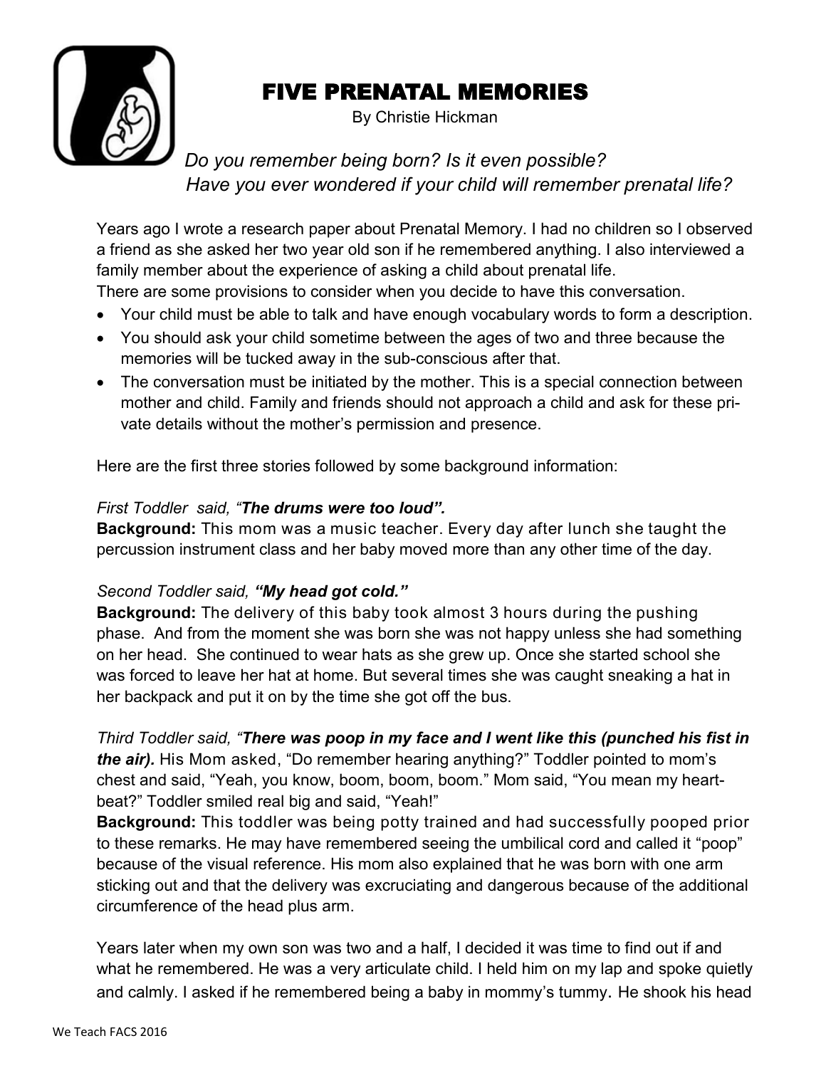# FIVE PRENATAL MEMORIES

By Christie Hickman

*Do you remember being born? Is it even possible?*
*Have you ever wondered if your child will remember prenatal life?*

Years ago I wrote a research paper about Prenatal Memory. I had no children so I observed a friend as she asked her two year old son if he remembered anything. I also interviewed a family member about the experience of asking a child about prenatal life.
There are some provisions to consider when you decide to have this conversation.

- Your child must be able to talk and have enough vocabulary words to form a description.
- You should ask your child sometime between the ages of two and three because the memories will be tucked away in the sub-conscious after that.
- The conversation must be initiated by the mother. This is a special connection between mother and child. Family and friends should not approach a child and ask for these private details without the mother's permission and presence.

Here are the first three stories followed by some background information:

*First Toddler said, "**The drums were too loud".***
**Background:** This mom was a music teacher. Every day after lunch she taught the percussion instrument class and her baby moved more than any other time of the day.

*Second Toddler said, **"My head got cold."***
**Background:** The delivery of this baby took almost 3 hours during the pushing phase. And from the moment she was born she was not happy unless she had something on her head. She continued to wear hats as she grew up. Once she started school she was forced to leave her hat at home. But several times she was caught sneaking a hat in her backpack and put it on by the time she got off the bus.

*Third Toddler said, "**There was poop in my face and I went like this (punched his fist in the air).*** His Mom asked, "Do remember hearing anything?" Toddler pointed to mom's chest and said, "Yeah, you know, boom, boom, boom." Mom said, "You mean my heartbeat?" Toddler smiled real big and said, "Yeah!"
**Background:** This toddler was being potty trained and had successfully pooped prior to these remarks. He may have remembered seeing the umbilical cord and called it "poop" because of the visual reference. His mom also explained that he was born with one arm sticking out and that the delivery was excruciating and dangerous because of the additional circumference of the head plus arm.

Years later when my own son was two and a half, I decided it was time to find out if and what he remembered. He was a very articulate child. I held him on my lap and spoke quietly and calmly. I asked if he remembered being a baby in mommy's tummy. He shook his head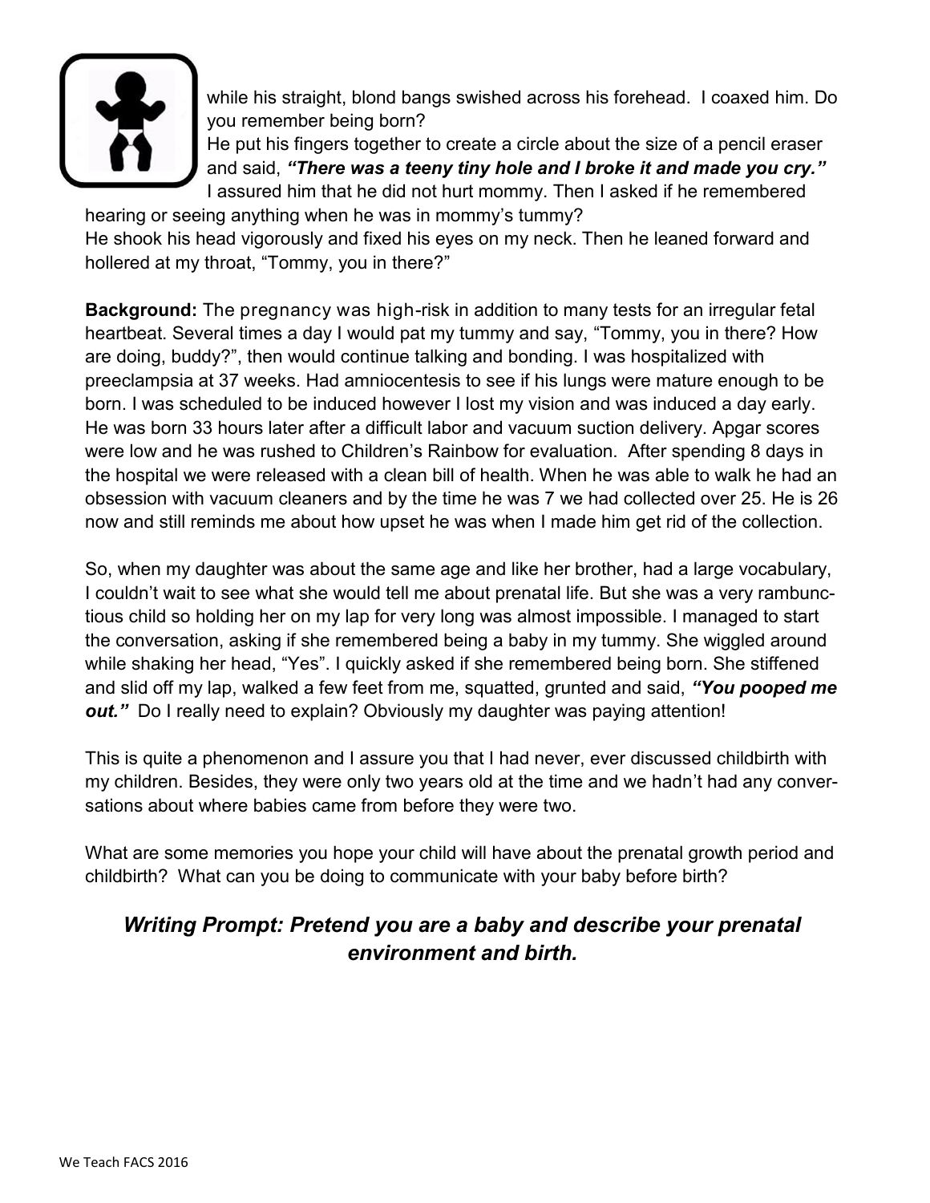while his straight, blond bangs swished across his forehead. I coaxed him. Do you remember being born?

He put his fingers together to create a circle about the size of a pencil eraser and said, ***"There was a teeny tiny hole and I broke it and made you cry."*** I assured him that he did not hurt mommy. Then I asked if he remembered hearing or seeing anything when he was in mommy's tummy?

He shook his head vigorously and fixed his eyes on my neck. Then he leaned forward and hollered at my throat, "Tommy, you in there?"

**Background:** The pregnancy was high-risk in addition to many tests for an irregular fetal heartbeat. Several times a day I would pat my tummy and say, "Tommy, you in there? How are doing, buddy?", then would continue talking and bonding. I was hospitalized with preeclampsia at 37 weeks. Had amniocentesis to see if his lungs were mature enough to be born. I was scheduled to be induced however I lost my vision and was induced a day early. He was born 33 hours later after a difficult labor and vacuum suction delivery. Apgar scores were low and he was rushed to Children's Rainbow for evaluation. After spending 8 days in the hospital we were released with a clean bill of health. When he was able to walk he had an obsession with vacuum cleaners and by the time he was 7 we had collected over 25. He is 26 now and still reminds me about how upset he was when I made him get rid of the collection.

So, when my daughter was about the same age and like her brother, had a large vocabulary, I couldn't wait to see what she would tell me about prenatal life. But she was a very rambunctious child so holding her on my lap for very long was almost impossible. I managed to start the conversation, asking if she remembered being a baby in my tummy. She wiggled around while shaking her head, "Yes". I quickly asked if she remembered being born. She stiffened and slid off my lap, walked a few feet from me, squatted, grunted and said, ***"You pooped me out."*** Do I really need to explain? Obviously my daughter was paying attention!

This is quite a phenomenon and I assure you that I had never, ever discussed childbirth with my children. Besides, they were only two years old at the time and we hadn't had any conversations about where babies came from before they were two.

What are some memories you hope your child will have about the prenatal growth period and childbirth? What can you be doing to communicate with your baby before birth?

### ***Writing Prompt: Pretend you are a baby and describe your prenatal environment and birth.***